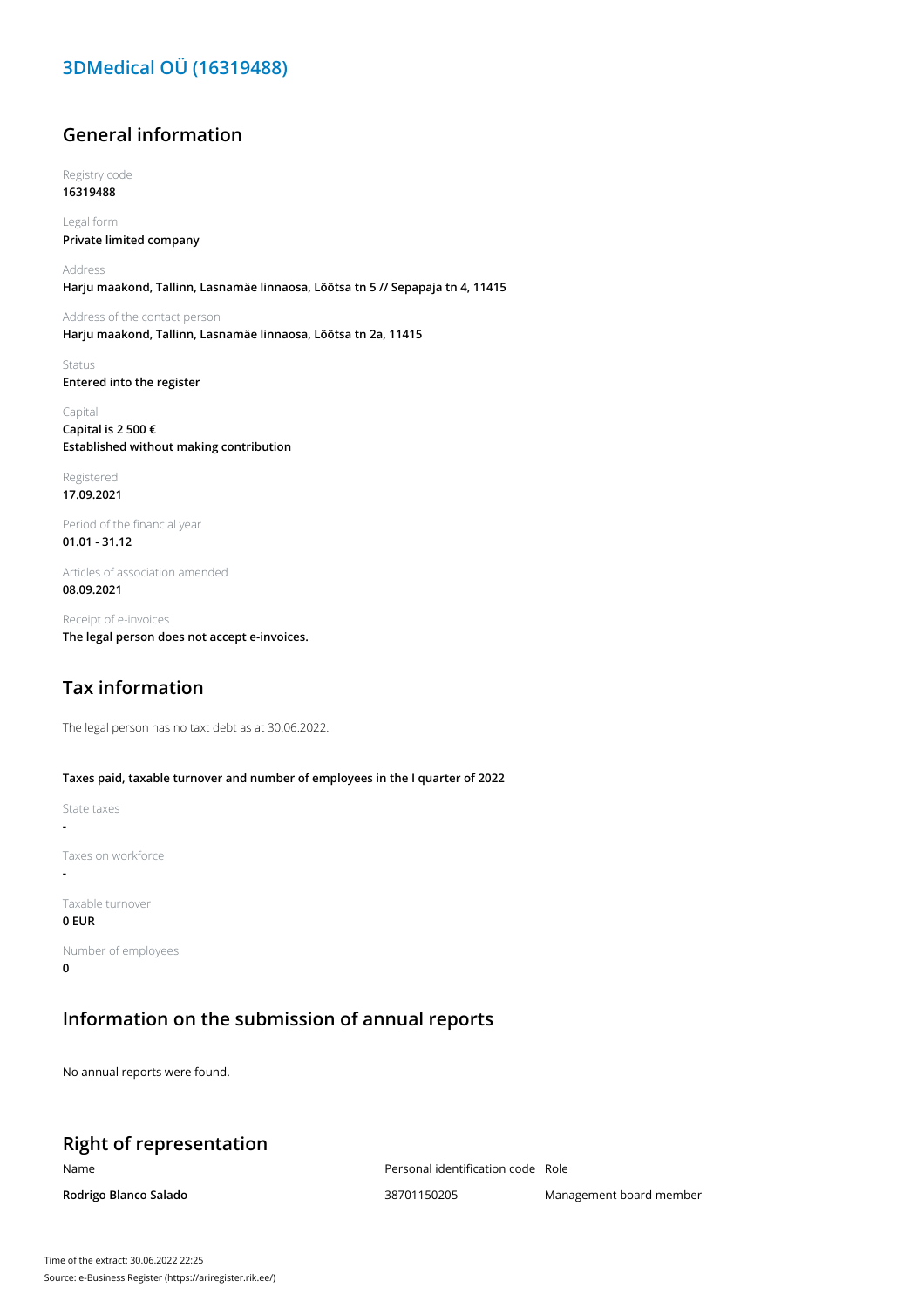# 3DMedical OÜ (16319488)

## General information

Registry code
**16319488**

Legal form
**Private limited company**

Address
**Harju maakond, Tallinn, Lasnamäe linnaosa, Lõõtsa tn 5 // Sepapaja tn 4, 11415**

Address of the contact person
**Harju maakond, Tallinn, Lasnamäe linnaosa, Lõõtsa tn 2a, 11415**

Status
**Entered into the register**

Capital
**Capital is 2 500 €**
**Established without making contribution**

Registered
**17.09.2021**

Period of the financial year
**01.01 - 31.12**

Articles of association amended
**08.09.2021**

Receipt of e-invoices
**The legal person does not accept e-invoices.**

## Tax information

The legal person has no taxt debt as at 30.06.2022.

**Taxes paid, taxable turnover and number of employees in the I quarter of 2022**

State taxes
**-**

Taxes on workforce
**-**

Taxable turnover
**0 EUR**

Number of employees
**0**

## Information on the submission of annual reports

No annual reports were found.

## Right of representation

| Name | Personal identification code | Role |
|---|---|---|
| **Rodrigo Blanco Salado** | 38701150205 | Management board member |

Time of the extract: 30.06.2022 22:25
Source: e-Business Register (https://ariregister.rik.ee/)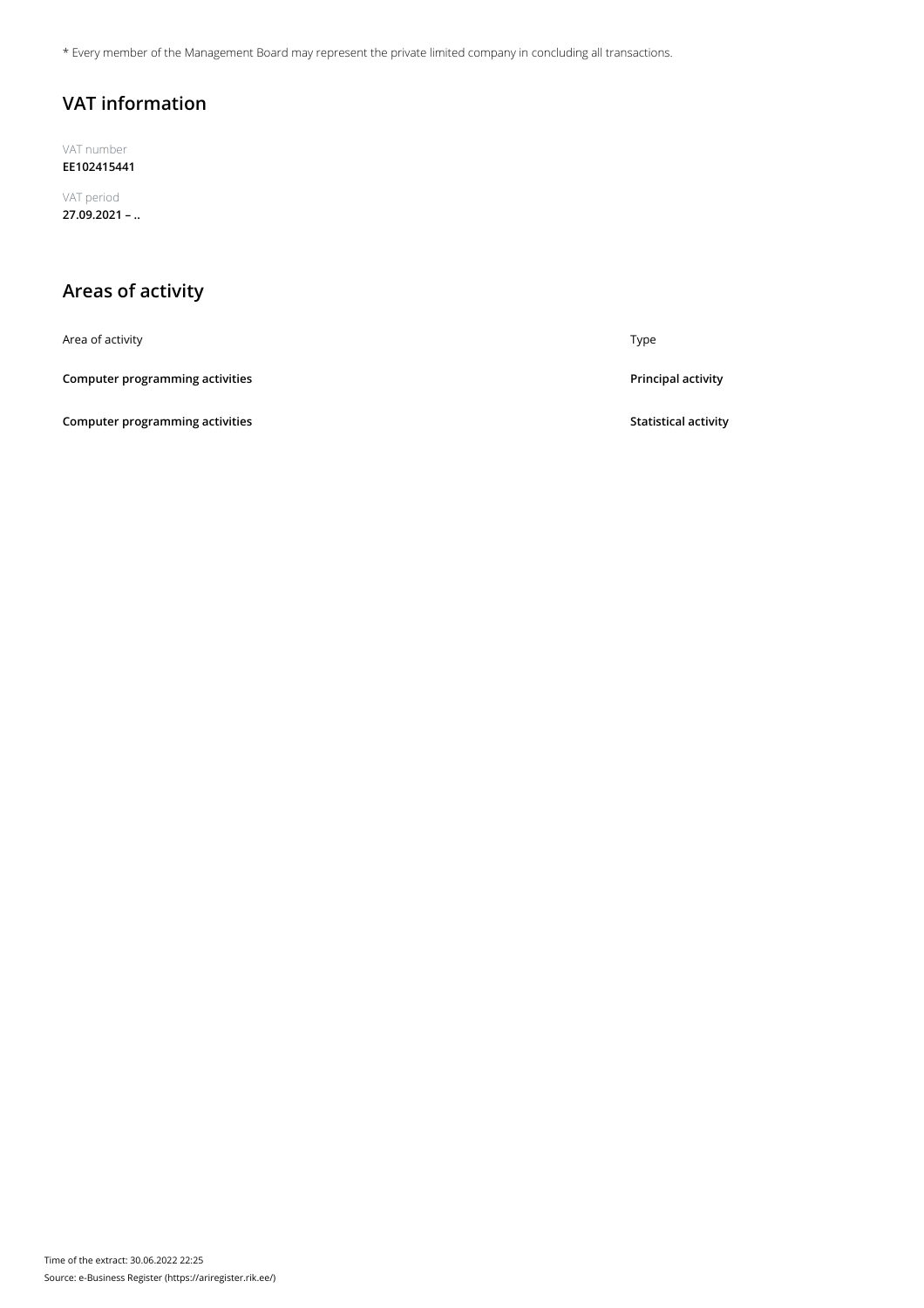* Every member of the Management Board may represent the private limited company in concluding all transactions.

## VAT information

VAT number
**EE102415441**

VAT period
**27.09.2021 – ..**

## Areas of activity

| Area of activity | Type |
| --- | --- |
| **Computer programming activities** | **Principal activity** |
| **Computer programming activities** | **Statistical activity** |

Time of the extract: 30.06.2022 22:25
Source: e-Business Register (https://ariregister.rik.ee/)